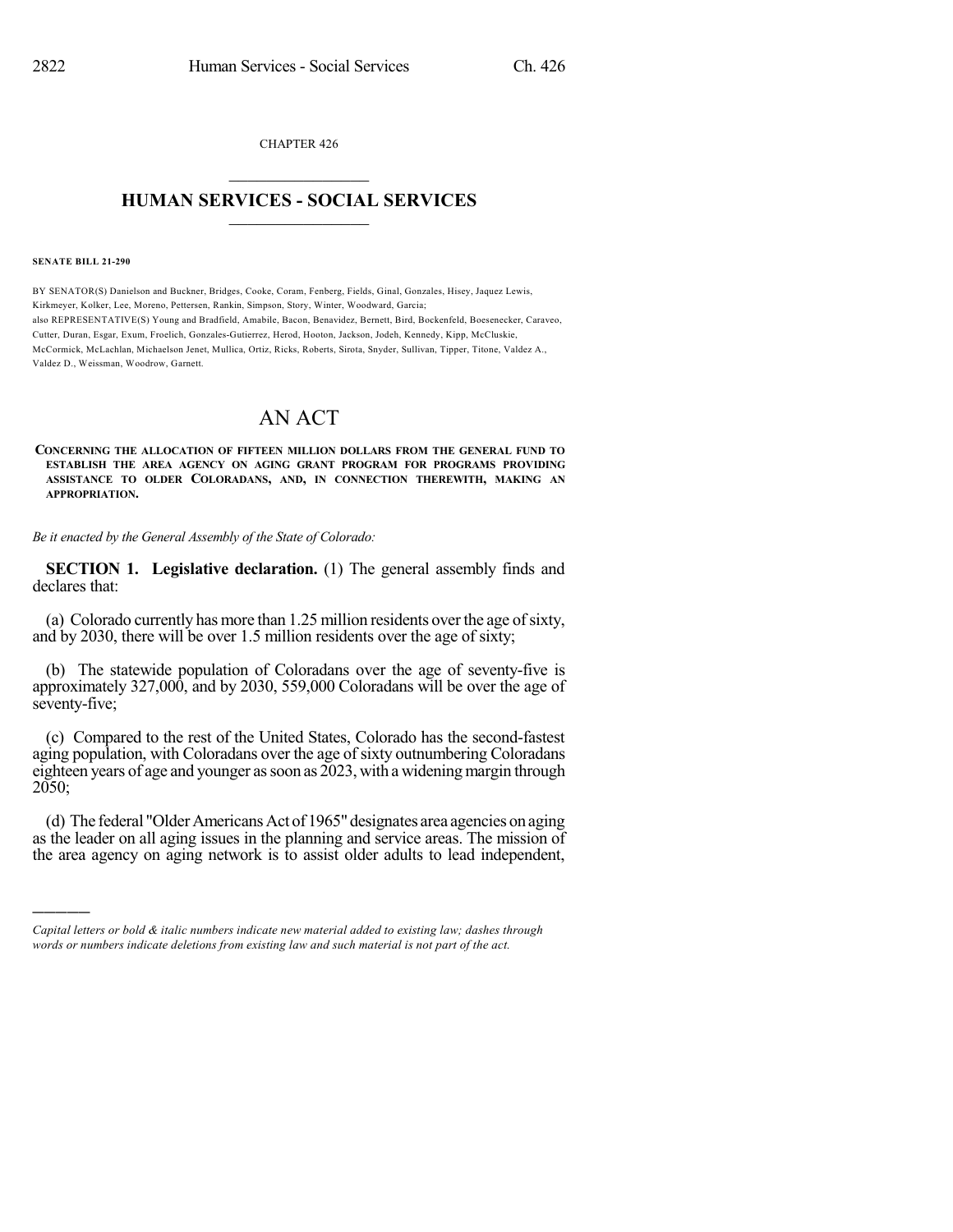CHAPTER 426

# HUMAN SERVICES - SOCIAL SERVICES

**SENATE BILL 21-290**

BY SENATOR(S) Danielson and Buckner, Bridges, Cooke, Coram, Fenberg, Fields, Ginal, Gonzales, Hisey, Jaquez Lewis, Kirkmeyer, Kolker, Lee, Moreno, Pettersen, Rankin, Simpson, Story, Winter, Woodward, Garcia;
also REPRESENTATIVE(S) Young and Bradfield, Amabile, Bacon, Benavidez, Bernett, Bird, Bockenfeld, Boesenecker, Caraveo, Cutter, Duran, Esgar, Exum, Froelich, Gonzales-Gutierrez, Herod, Hooton, Jackson, Jodeh, Kennedy, Kipp, McCluskie, McCormick, McLachlan, Michaelson Jenet, Mullica, Ortiz, Ricks, Roberts, Sirota, Snyder, Sullivan, Tipper, Titone, Valdez A., Valdez D., Weissman, Woodrow, Garnett.

# AN ACT

**CONCERNING THE ALLOCATION OF FIFTEEN MILLION DOLLARS FROM THE GENERAL FUND TO ESTABLISH THE AREA AGENCY ON AGING GRANT PROGRAM FOR PROGRAMS PROVIDING ASSISTANCE TO OLDER COLORADANS, AND, IN CONNECTION THEREWITH, MAKING AN APPROPRIATION.**

*Be it enacted by the General Assembly of the State of Colorado:*

**SECTION 1. Legislative declaration.** (1) The general assembly finds and declares that:

(a) Colorado currently has more than 1.25 million residents over the age of sixty, and by 2030, there will be over 1.5 million residents over the age of sixty;

(b) The statewide population of Coloradans over the age of seventy-five is approximately 327,000, and by 2030, 559,000 Coloradans will be over the age of seventy-five;

(c) Compared to the rest of the United States, Colorado has the second-fastest aging population, with Coloradans over the age of sixty outnumbering Coloradans eighteen years of age and younger as soon as 2023, with a widening margin through 2050;

(d) The federal "Older Americans Act of 1965" designates area agencies on aging as the leader on all aging issues in the planning and service areas. The mission of the area agency on aging network is to assist older adults to lead independent,

---

*Capital letters or bold & italic numbers indicate new material added to existing law; dashes through words or numbers indicate deletions from existing law and such material is not part of the act.*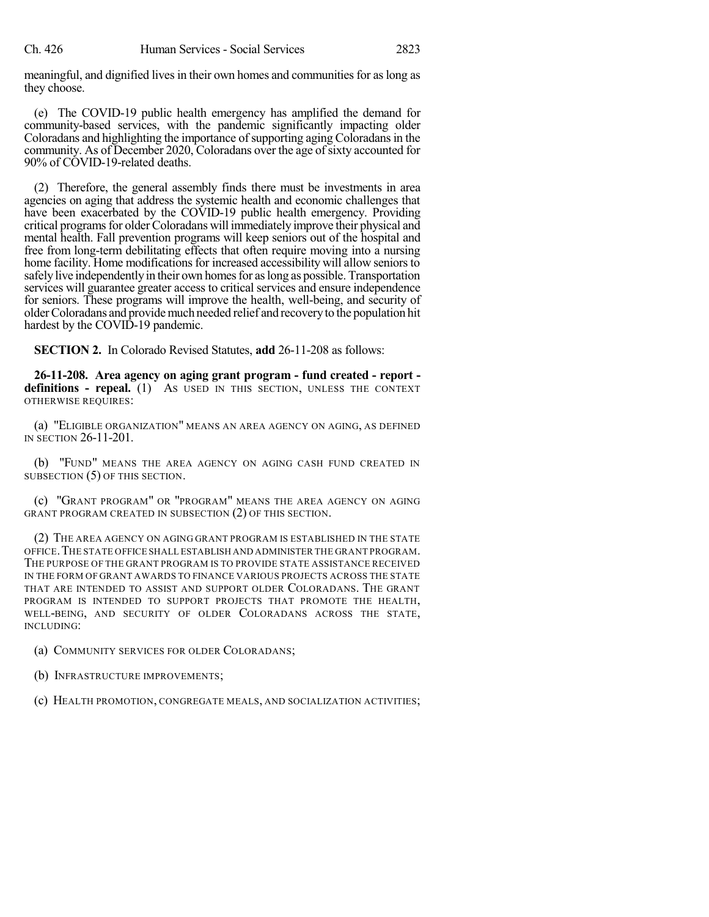meaningful, and dignified lives in their own homes and communities for as long as they choose.

(e) The COVID-19 public health emergency has amplified the demand for community-based services, with the pandemic significantly impacting older Coloradans and highlighting the importance of supporting aging Coloradans in the community. As of December 2020, Coloradans over the age of sixty accounted for 90% of COVID-19-related deaths.

(2) Therefore, the general assembly finds there must be investments in area agencies on aging that address the systemic health and economic challenges that have been exacerbated by the COVID-19 public health emergency. Providing critical programs for older Coloradans will immediately improve their physical and mental health. Fall prevention programs will keep seniors out of the hospital and free from long-term debilitating effects that often require moving into a nursing home facility. Home modifications for increased accessibility will allow seniors to safely live independently in their own homes for as long as possible. Transportation services will guarantee greater access to critical services and ensure independence for seniors. These programs will improve the health, well-being, and security of older Coloradans and provide much needed relief and recovery to the population hit hardest by the COVID-19 pandemic.

**SECTION 2.** In Colorado Revised Statutes, **add** 26-11-208 as follows:

**26-11-208. Area agency on aging grant program - fund created - report - definitions - repeal.** (1) AS USED IN THIS SECTION, UNLESS THE CONTEXT OTHERWISE REQUIRES:

(a) "ELIGIBLE ORGANIZATION" MEANS AN AREA AGENCY ON AGING, AS DEFINED IN SECTION 26-11-201.

(b) "FUND" MEANS THE AREA AGENCY ON AGING CASH FUND CREATED IN SUBSECTION (5) OF THIS SECTION.

(c) "GRANT PROGRAM" OR "PROGRAM" MEANS THE AREA AGENCY ON AGING GRANT PROGRAM CREATED IN SUBSECTION (2) OF THIS SECTION.

(2) THE AREA AGENCY ON AGING GRANT PROGRAM IS ESTABLISHED IN THE STATE OFFICE. THE STATE OFFICE SHALL ESTABLISH AND ADMINISTER THE GRANT PROGRAM. THE PURPOSE OF THE GRANT PROGRAM IS TO PROVIDE STATE ASSISTANCE RECEIVED IN THE FORM OF GRANT AWARDS TO FINANCE VARIOUS PROJECTS ACROSS THE STATE THAT ARE INTENDED TO ASSIST AND SUPPORT OLDER COLORADANS. THE GRANT PROGRAM IS INTENDED TO SUPPORT PROJECTS THAT PROMOTE THE HEALTH, WELL-BEING, AND SECURITY OF OLDER COLORADANS ACROSS THE STATE, INCLUDING:

(a) COMMUNITY SERVICES FOR OLDER COLORADANS;

(b) INFRASTRUCTURE IMPROVEMENTS;

(c) HEALTH PROMOTION, CONGREGATE MEALS, AND SOCIALIZATION ACTIVITIES;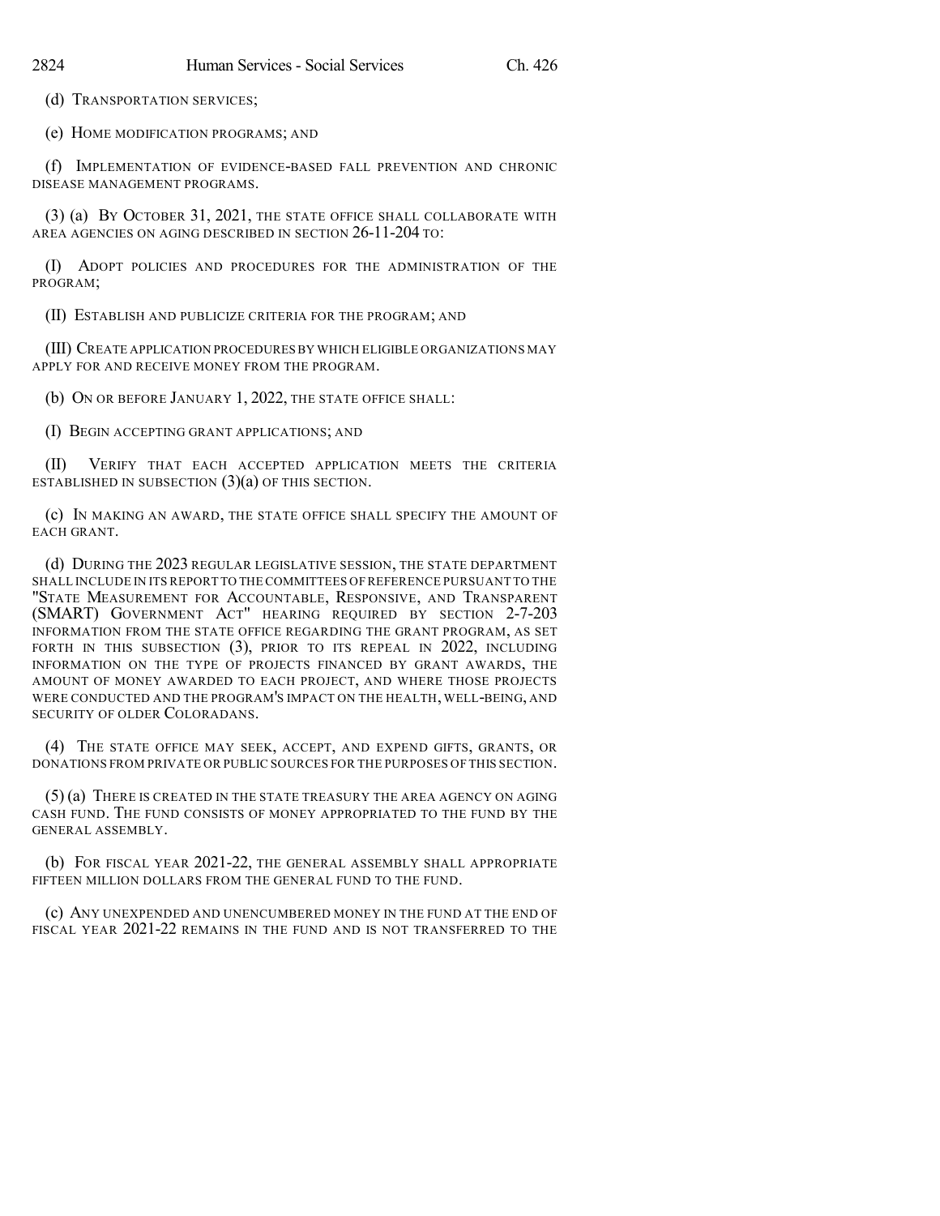(d) TRANSPORTATION SERVICES;

(e) HOME MODIFICATION PROGRAMS; AND

(f) IMPLEMENTATION OF EVIDENCE-BASED FALL PREVENTION AND CHRONIC DISEASE MANAGEMENT PROGRAMS.

(3) (a) BY OCTOBER 31, 2021, THE STATE OFFICE SHALL COLLABORATE WITH AREA AGENCIES ON AGING DESCRIBED IN SECTION 26-11-204 TO:

(I) ADOPT POLICIES AND PROCEDURES FOR THE ADMINISTRATION OF THE PROGRAM;

(II) ESTABLISH AND PUBLICIZE CRITERIA FOR THE PROGRAM; AND

(III) CREATE APPLICATION PROCEDURES BY WHICH ELIGIBLE ORGANIZATIONS MAY APPLY FOR AND RECEIVE MONEY FROM THE PROGRAM.

(b) ON OR BEFORE JANUARY 1, 2022, THE STATE OFFICE SHALL:

(I) BEGIN ACCEPTING GRANT APPLICATIONS; AND

(II) VERIFY THAT EACH ACCEPTED APPLICATION MEETS THE CRITERIA ESTABLISHED IN SUBSECTION (3)(a) OF THIS SECTION.

(c) IN MAKING AN AWARD, THE STATE OFFICE SHALL SPECIFY THE AMOUNT OF EACH GRANT.

(d) DURING THE 2023 REGULAR LEGISLATIVE SESSION, THE STATE DEPARTMENT SHALL INCLUDE IN ITS REPORT TO THE COMMITTEES OF REFERENCE PURSUANT TO THE "STATE MEASUREMENT FOR ACCOUNTABLE, RESPONSIVE, AND TRANSPARENT (SMART) GOVERNMENT ACT" HEARING REQUIRED BY SECTION 2-7-203 INFORMATION FROM THE STATE OFFICE REGARDING THE GRANT PROGRAM, AS SET FORTH IN THIS SUBSECTION (3), PRIOR TO ITS REPEAL IN 2022, INCLUDING INFORMATION ON THE TYPE OF PROJECTS FINANCED BY GRANT AWARDS, THE AMOUNT OF MONEY AWARDED TO EACH PROJECT, AND WHERE THOSE PROJECTS WERE CONDUCTED AND THE PROGRAM'S IMPACT ON THE HEALTH, WELL-BEING, AND SECURITY OF OLDER COLORADANS.

(4) THE STATE OFFICE MAY SEEK, ACCEPT, AND EXPEND GIFTS, GRANTS, OR DONATIONS FROM PRIVATE OR PUBLIC SOURCES FOR THE PURPOSES OF THIS SECTION.

(5) (a) THERE IS CREATED IN THE STATE TREASURY THE AREA AGENCY ON AGING CASH FUND. THE FUND CONSISTS OF MONEY APPROPRIATED TO THE FUND BY THE GENERAL ASSEMBLY.

(b) FOR FISCAL YEAR 2021-22, THE GENERAL ASSEMBLY SHALL APPROPRIATE FIFTEEN MILLION DOLLARS FROM THE GENERAL FUND TO THE FUND.

(c) ANY UNEXPENDED AND UNENCUMBERED MONEY IN THE FUND AT THE END OF FISCAL YEAR 2021-22 REMAINS IN THE FUND AND IS NOT TRANSFERRED TO THE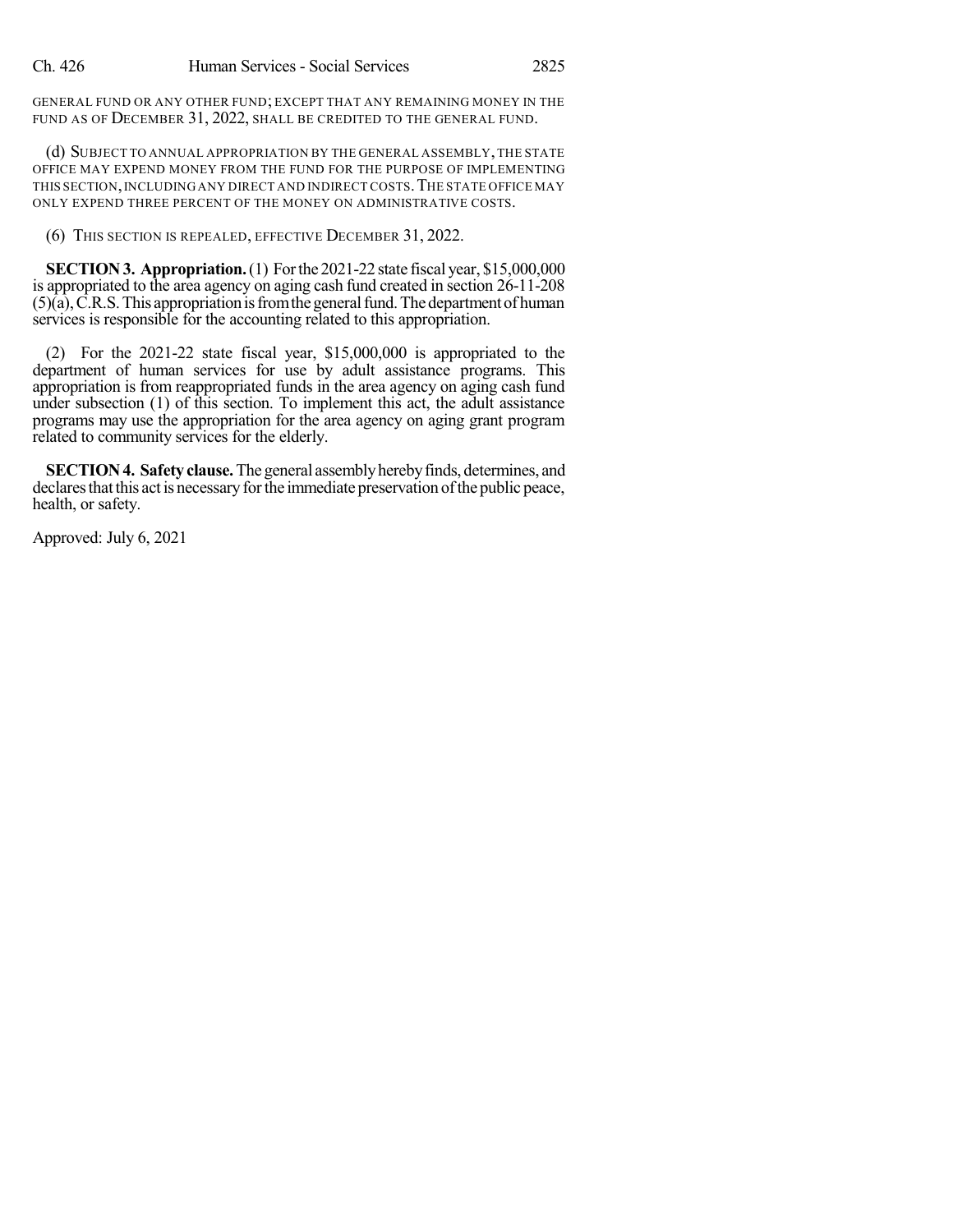GENERAL FUND OR ANY OTHER FUND; EXCEPT THAT ANY REMAINING MONEY IN THE FUND AS OF DECEMBER 31, 2022, SHALL BE CREDITED TO THE GENERAL FUND.

(d) SUBJECT TO ANNUAL APPROPRIATION BY THE GENERAL ASSEMBLY, THE STATE OFFICE MAY EXPEND MONEY FROM THE FUND FOR THE PURPOSE OF IMPLEMENTING THIS SECTION, INCLUDING ANY DIRECT AND INDIRECT COSTS. THE STATE OFFICE MAY ONLY EXPEND THREE PERCENT OF THE MONEY ON ADMINISTRATIVE COSTS.

(6) THIS SECTION IS REPEALED, EFFECTIVE DECEMBER 31, 2022.

**SECTION 3. Appropriation.** (1) For the 2021-22 state fiscal year, $15,000,000 is appropriated to the area agency on aging cash fund created in section 26-11-208 (5)(a), C.R.S. This appropriation is from the general fund. The department of human services is responsible for the accounting related to this appropriation.

(2) For the 2021-22 state fiscal year, $15,000,000 is appropriated to the department of human services for use by adult assistance programs. This appropriation is from reappropriated funds in the area agency on aging cash fund under subsection (1) of this section. To implement this act, the adult assistance programs may use the appropriation for the area agency on aging grant program related to community services for the elderly.

**SECTION 4. Safety clause.** The general assembly hereby finds, determines, and declares that this act is necessary for the immediate preservation of the public peace, health, or safety.

Approved: July 6, 2021